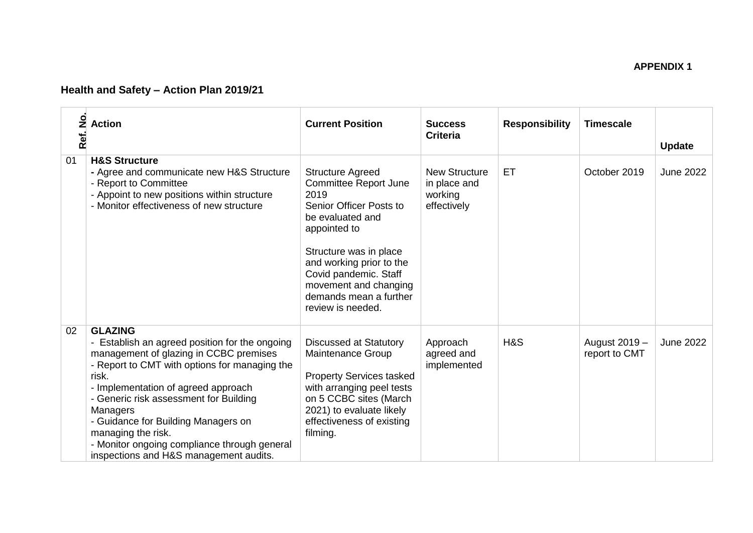**APPENDIX 1**

**Health and Safety – Action Plan 2019/21**

| Ref. No. | Action | Current Position | Success Criteria | Responsibility | Timescale | Update |
|---|---|---|---|---|---|---|
| 01 | **H&S Structure**<br>- Agree and communicate new H&S Structure<br>- Report to Committee<br>- Appoint to new positions within structure<br>- Monitor effectiveness of new structure | Structure Agreed Committee Report June 2019<br>Senior Officer Posts to be evaluated and appointed to<br><br>Structure was in place and working prior to the Covid pandemic. Staff movement and changing demands mean a further review is needed. | New Structure in place and working effectively | ET | October 2019 | June 2022 |
| 02 | **GLAZING**<br>- Establish an agreed position for the ongoing management of glazing in CCBC premises<br>- Report to CMT with options for managing the risk.<br>- Implementation of agreed approach<br>- Generic risk assessment for Building Managers<br>- Guidance for Building Managers on managing the risk.<br>- Monitor ongoing compliance through general inspections and H&S management audits. | Discussed at Statutory Maintenance Group<br><br>Property Services tasked with arranging peel tests on 5 CCBC sites (March 2021) to evaluate likely effectiveness of existing filming. | Approach agreed and implemented | H&S | August 2019 – report to CMT | June 2022 |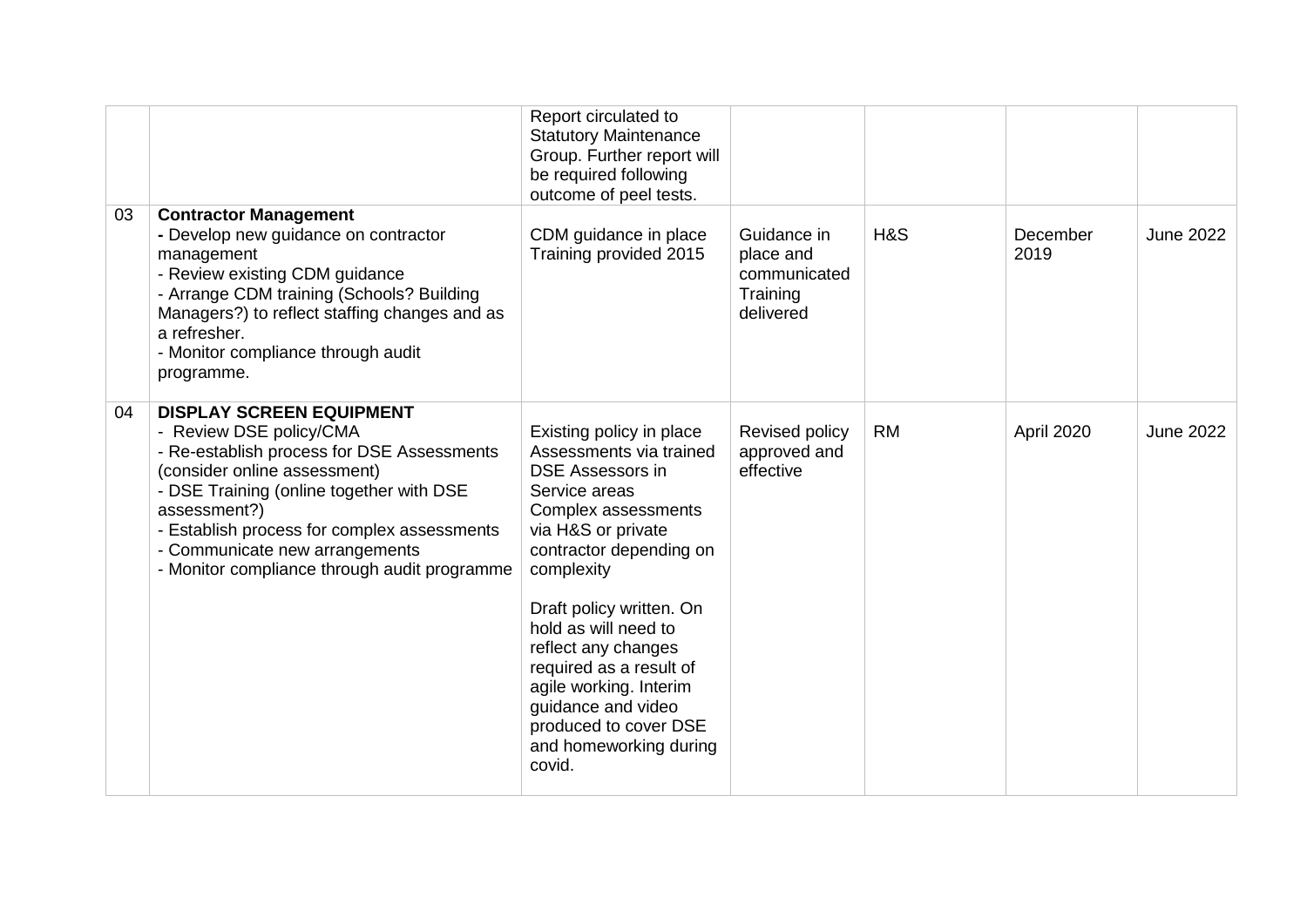| | | | | | | |
|---|---|---|---|---|---|---|
| | | Report circulated to Statutory Maintenance Group. Further report will be required following outcome of peel tests. | | | | |
| 03 | **Contractor Management**<br>**-** Develop new guidance on contractor management<br>- Review existing CDM guidance<br>- Arrange CDM training (Schools? Building Managers?) to reflect staffing changes and as a refresher.<br>- Monitor compliance through audit programme. | CDM guidance in place<br>Training provided 2015 | Guidance in place and communicated<br>Training delivered | H&S | December 2019 | June 2022 |
| 04 | **DISPLAY SCREEN EQUIPMENT**<br>- Review DSE policy/CMA<br>- Re-establish process for DSE Assessments (consider online assessment)<br>- DSE Training (online together with DSE assessment?)<br>- Establish process for complex assessments<br>- Communicate new arrangements<br>- Monitor compliance through audit programme | Existing policy in place<br>Assessments via trained DSE Assessors in Service areas<br>Complex assessments via H&S or private contractor depending on complexity<br><br>Draft policy written. On hold as will need to reflect any changes required as a result of agile working. Interim guidance and video produced to cover DSE and homeworking during covid. | Revised policy approved and effective | RM | April 2020 | June 2022 |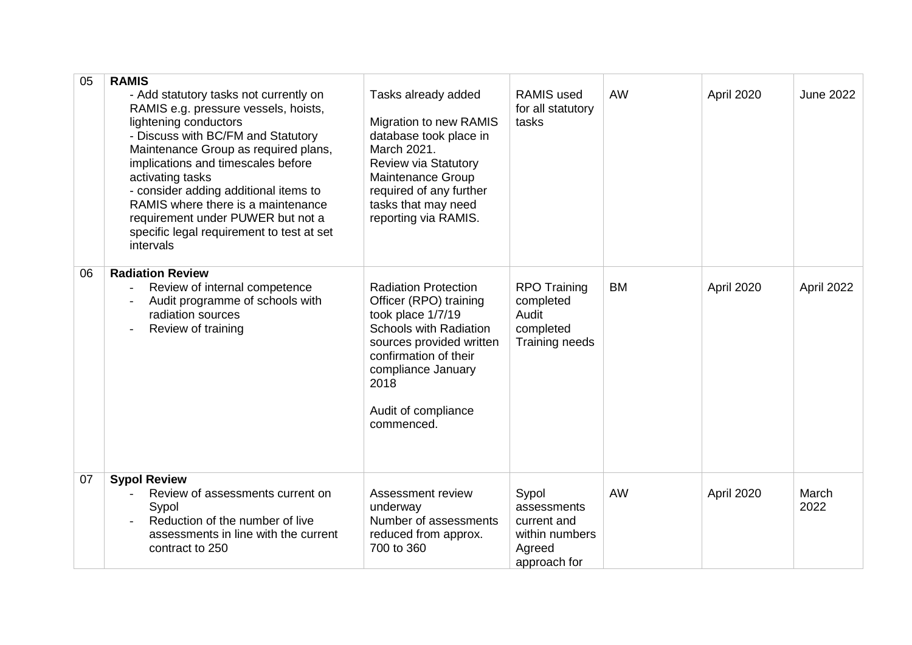| | | | | | | |
|---|---|---|---|---|---|---|
| 05 | **RAMIS**<br>- Add statutory tasks not currently on RAMIS e.g. pressure vessels, hoists, lightening conductors<br>- Discuss with BC/FM and Statutory Maintenance Group as required plans, implications and timescales before activating tasks<br>- consider adding additional items to RAMIS where there is a maintenance requirement under PUWER but not a specific legal requirement to test at set intervals | Tasks already added<br><br>Migration to new RAMIS database took place in March 2021.<br>Review via Statutory Maintenance Group required of any further tasks that may need reporting via RAMIS. | RAMIS used for all statutory tasks | AW | April 2020 | June 2022 |
| 06 | **Radiation Review**<br>- Review of internal competence<br>- Audit programme of schools with radiation sources<br>- Review of training | Radiation Protection Officer (RPO) training took place 1/7/19<br>Schools with Radiation sources provided written confirmation of their compliance January 2018<br><br>Audit of compliance commenced. | RPO Training completed<br>Audit completed<br>Training needs | BM | April 2020 | April 2022 |
| 07 | **Sypol Review**<br>- Review of assessments current on Sypol<br>- Reduction of the number of live assessments in line with the current contract to 250 | Assessment review underway<br>Number of assessments reduced from approx. 700 to 360 | Sypol assessments current and within numbers<br>Agreed approach for | AW | April 2020 | March 2022 |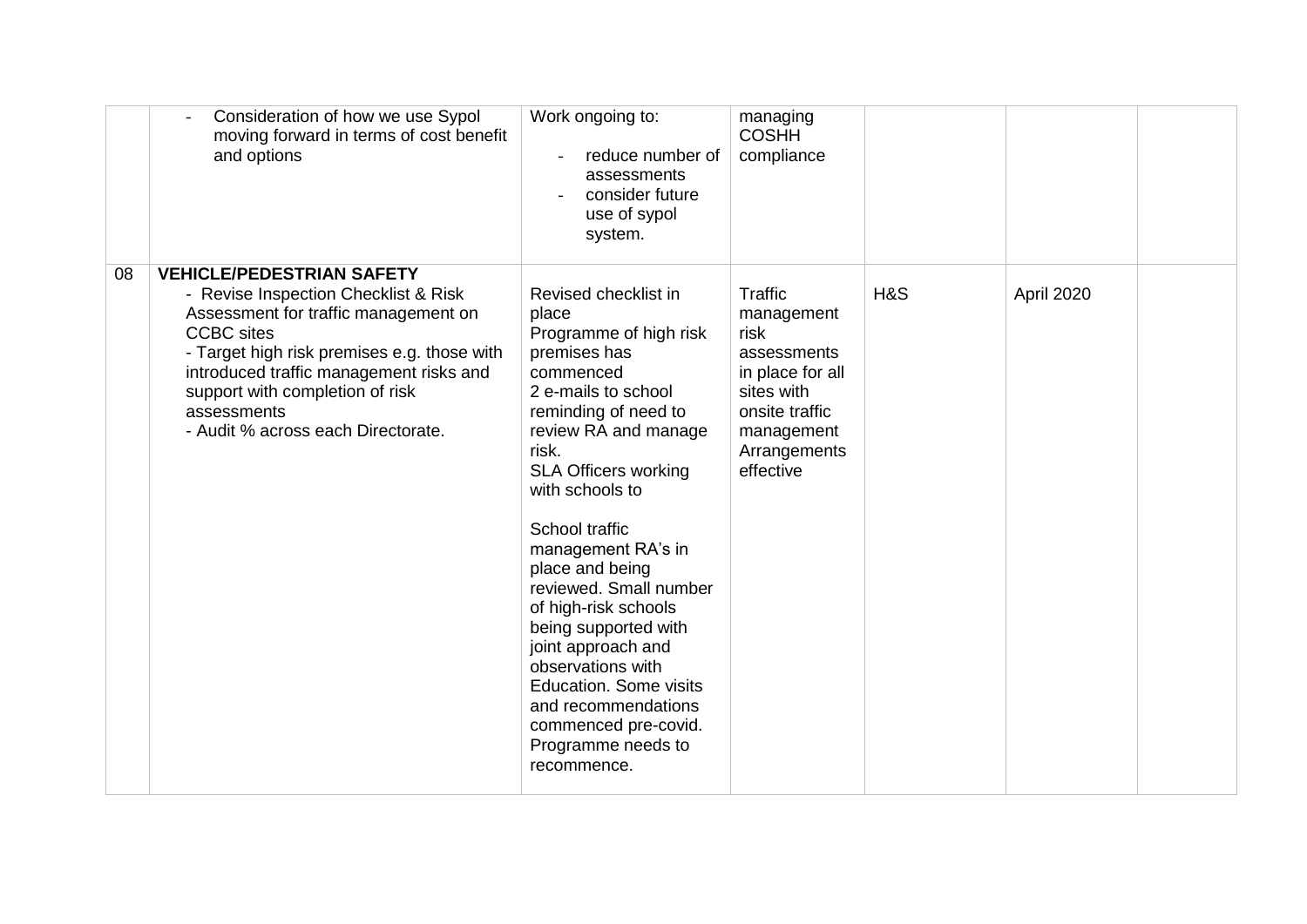|  |  |  |  |  |  |  |
|---|---|---|---|---|---|---|
|  | - Consideration of how we use Sypol moving forward in terms of cost benefit and options | Work ongoing to:<br>- reduce number of assessments<br>- consider future use of sypol system. | managing COSHH compliance |  |  |  |
| 08 | **VEHICLE/PEDESTRIAN SAFETY**<br>- Revise Inspection Checklist & Risk Assessment for traffic management on CCBC sites<br>- Target high risk premises e.g. those with introduced traffic management risks and support with completion of risk assessments<br>- Audit % across each Directorate. | Revised checklist in place<br>Programme of high risk premises has commenced<br>2 e-mails to school reminding of need to review RA and manage risk.<br>SLA Officers working with schools to<br><br>School traffic management RA's in place and being reviewed. Small number of high-risk schools being supported with joint approach and observations with Education. Some visits and recommendations commenced pre-covid. Programme needs to recommence. | Traffic management risk assessments in place for all sites with onsite traffic management Arrangements effective | H&S | April 2020 |  |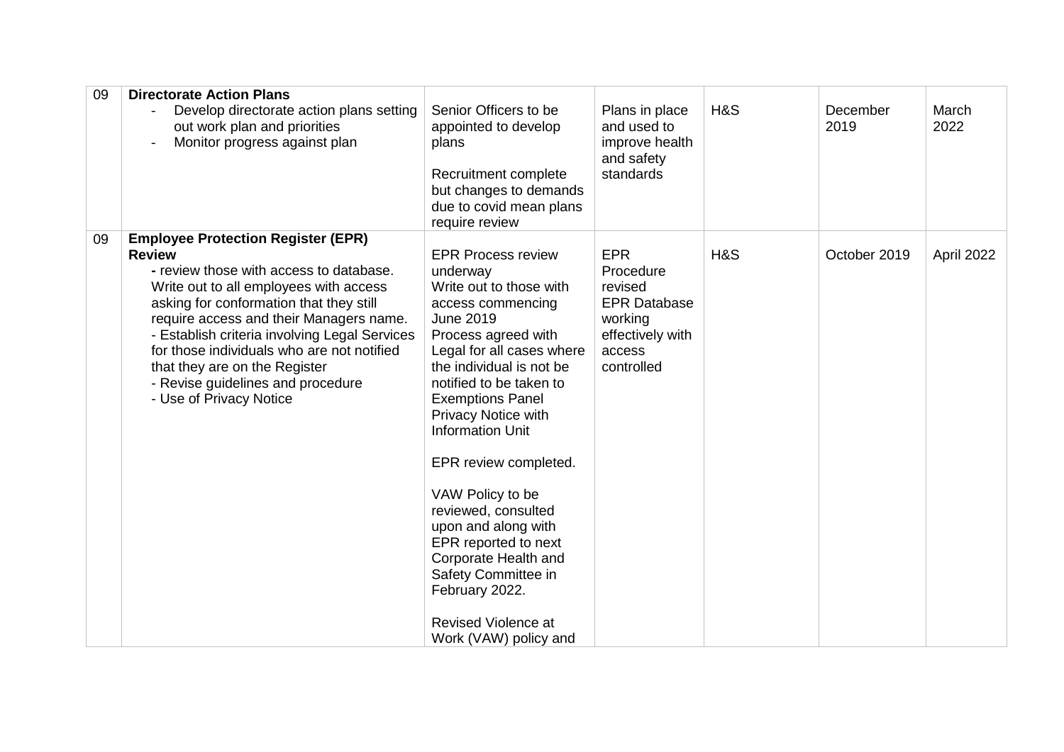| | | | | | | |
|---|---|---|---|---|---|---|
| 09 | **Directorate Action Plans**<br>- Develop directorate action plans setting out work plan and priorities<br>- Monitor progress against plan | Senior Officers to be appointed to develop plans<br><br>Recruitment complete but changes to demands due to covid mean plans require review | Plans in place and used to improve health and safety standards | H&S | December 2019 | March 2022 |
| 09 | **Employee Protection Register (EPR) Review**<br>- review those with access to database. Write out to all employees with access asking for conformation that they still require access and their Managers name.<br>- Establish criteria involving Legal Services for those individuals who are not notified that they are on the Register<br>- Revise guidelines and procedure<br>- Use of Privacy Notice | EPR Process review underway<br>Write out to those with access commencing June 2019<br>Process agreed with Legal for all cases where the individual is not be notified to be taken to Exemptions Panel<br>Privacy Notice with Information Unit<br><br>EPR review completed.<br><br>VAW Policy to be reviewed, consulted upon and along with EPR reported to next Corporate Health and Safety Committee in February 2022.<br><br>Revised Violence at Work (VAW) policy and | EPR Procedure revised<br>EPR Database working effectively with access controlled | H&S | October 2019 | April 2022 |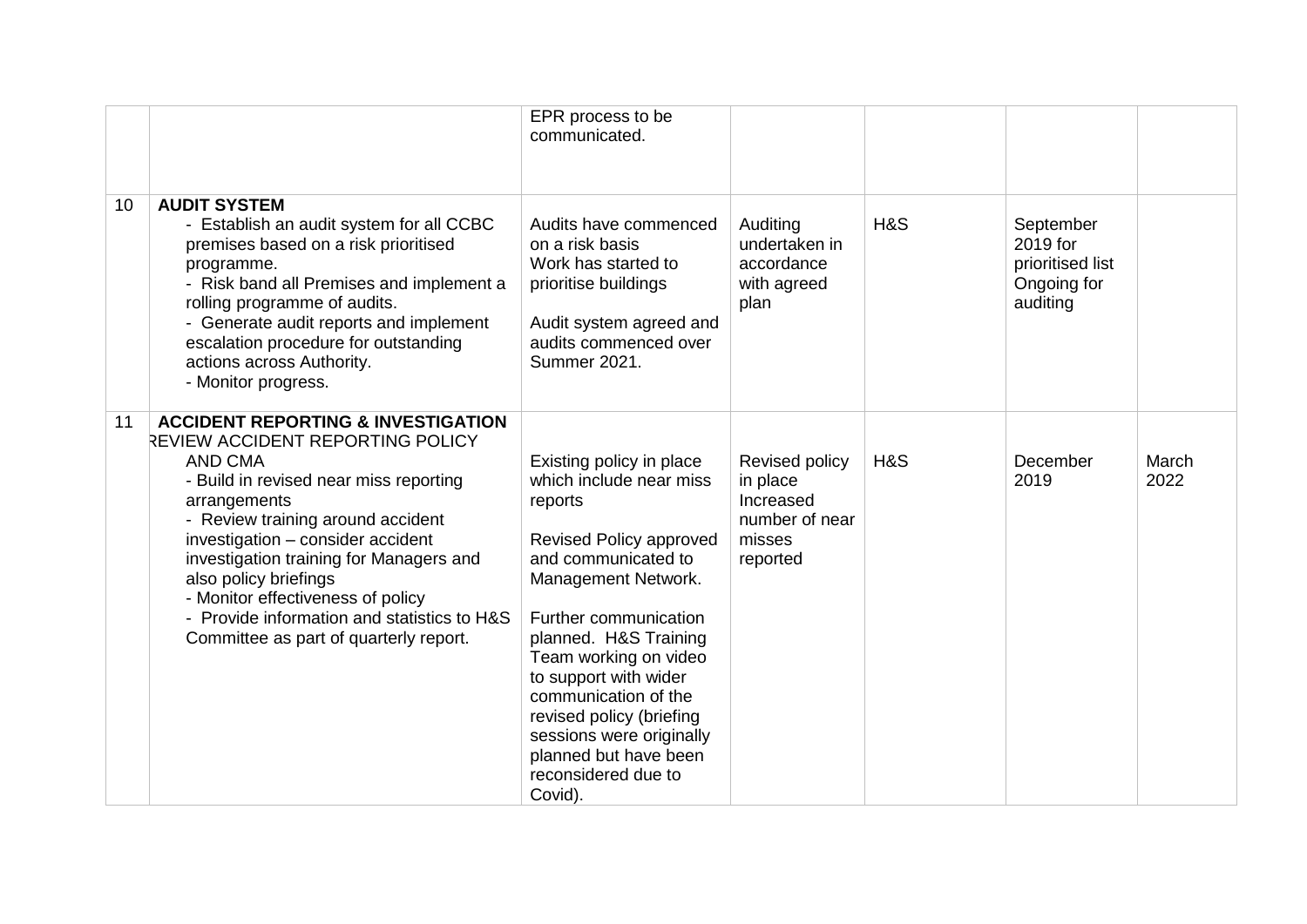| | | | | | | |
|---|---|---|---|---|---|---|
| | | EPR process to be communicated. | | | | |
| 10 | **AUDIT SYSTEM**<br>- Establish an audit system for all CCBC premises based on a risk prioritised programme.<br>- Risk band all Premises and implement a rolling programme of audits.<br>- Generate audit reports and implement escalation procedure for outstanding actions across Authority.<br>- Monitor progress. | Audits have commenced on a risk basis<br>Work has started to prioritise buildings<br><br>Audit system agreed and audits commenced over Summer 2021. | Auditing undertaken in accordance with agreed plan | H&S | September 2019 for prioritised list<br>Ongoing for auditing | |
| 11 | **ACCIDENT REPORTING & INVESTIGATION**<br>REVIEW ACCIDENT REPORTING POLICY AND CMA<br>- Build in revised near miss reporting arrangements<br>- Review training around accident investigation – consider accident investigation training for Managers and also policy briefings<br>- Monitor effectiveness of policy<br>- Provide information and statistics to H&S Committee as part of quarterly report. | Existing policy in place which include near miss reports<br><br>Revised Policy approved and communicated to Management Network.<br><br>Further communication planned. H&S Training Team working on video to support with wider communication of the revised policy (briefing sessions were originally planned but have been reconsidered due to Covid). | Revised policy in place<br>Increased number of near misses reported | H&S | December 2019 | March 2022 |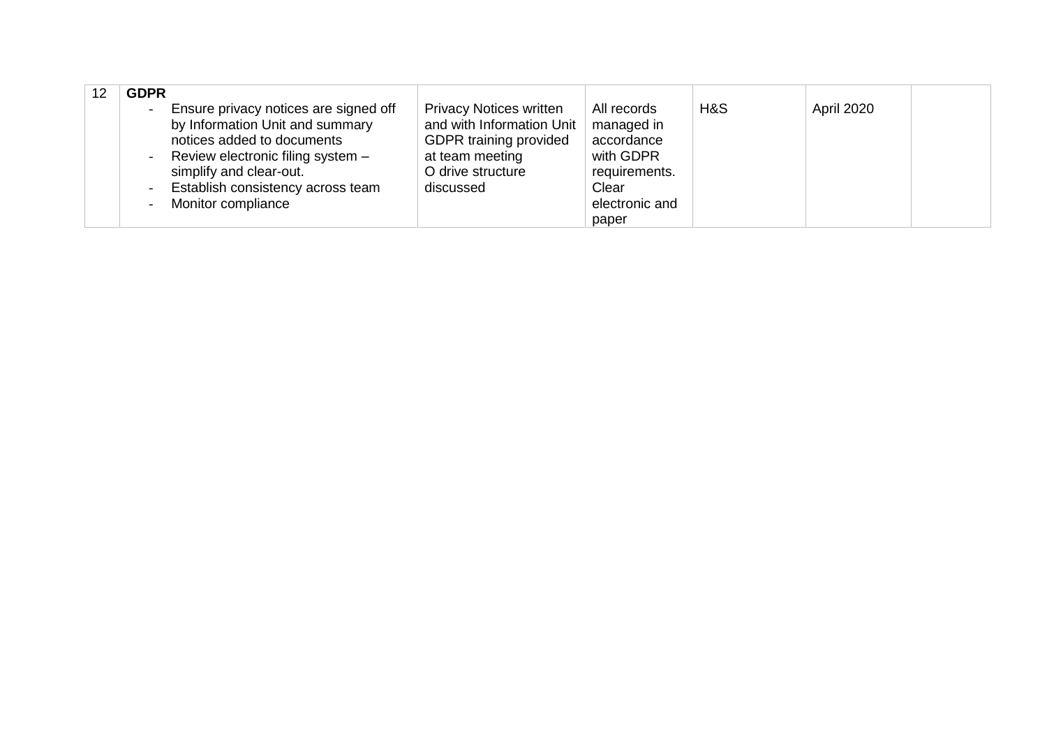| | | | | | | |
|---|---|---|---|---|---|---|
| 12 | **GDPR**<br>- Ensure privacy notices are signed off by Information Unit and summary notices added to documents<br>- Review electronic filing system – simplify and clear-out.<br>- Establish consistency across team<br>- Monitor compliance | Privacy Notices written and with Information Unit<br>GDPR training provided at team meeting<br>O drive structure discussed | All records managed in accordance with GDPR requirements. Clear electronic and paper | H&S | April 2020 | |